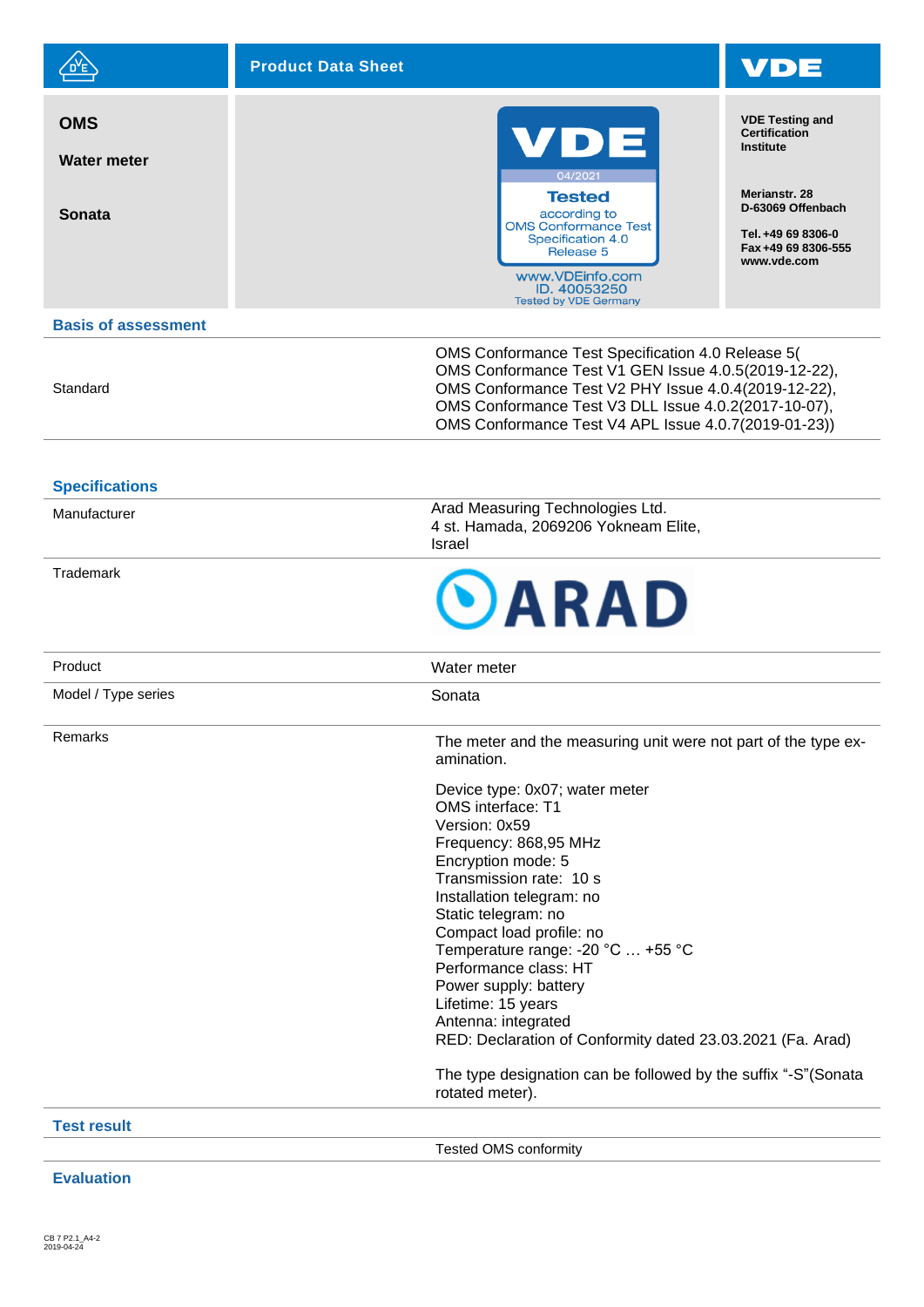# Product Data Sheet

**VDE**

**OMS**

**Water meter**

**Sonata**

VDE
04/2021
Tested
according to
OMS Conformance Test
Specification 4.0
Release 5
www.VDEinfo.com
ID. 40053250
Tested by VDE Germany

**VDE Testing and Certification Institute**

**Merianstr. 28**
**D-63069 Offenbach**

**Tel. +49 69 8306-0**
**Fax +49 69 8306-555**
**www.vde.com**

## Basis of assessment

| | |
|---|---|
| Standard | OMS Conformance Test Specification 4.0 Release 5( OMS Conformance Test V1 GEN Issue 4.0.5(2019-12-22), OMS Conformance Test V2 PHY Issue 4.0.4(2019-12-22), OMS Conformance Test V3 DLL Issue 4.0.2(2017-10-07), OMS Conformance Test V4 APL Issue 4.0.7(2019-01-23)) |

## Specifications

| | |
|---|---|
| Manufacturer | Arad Measuring Technologies Ltd.<br>4 st. Hamada, 2069206 Yokneam Elite,<br>Israel |
| Trademark | ARAD |
| Product | Water meter |
| Model / Type series | Sonata |
| Remarks | The meter and the measuring unit were not part of the type examination.<br><br>Device type: 0x07; water meter<br>OMS interface: T1<br>Version: 0x59<br>Frequency: 868,95 MHz<br>Encryption mode: 5<br>Transmission rate: 10 s<br>Installation telegram: no<br>Static telegram: no<br>Compact load profile: no<br>Temperature range: -20 °C … +55 °C<br>Performance class: HT<br>Power supply: battery<br>Lifetime: 15 years<br>Antenna: integrated<br>RED: Declaration of Conformity dated 23.03.2021 (Fa. Arad)<br><br>The type designation can be followed by the suffix “-S”(Sonata rotated meter). |

## Test result

| | |
|---|---|
| | Tested OMS conformity |

## Evaluation

CB 7 P2.1_A4-2
2019-04-24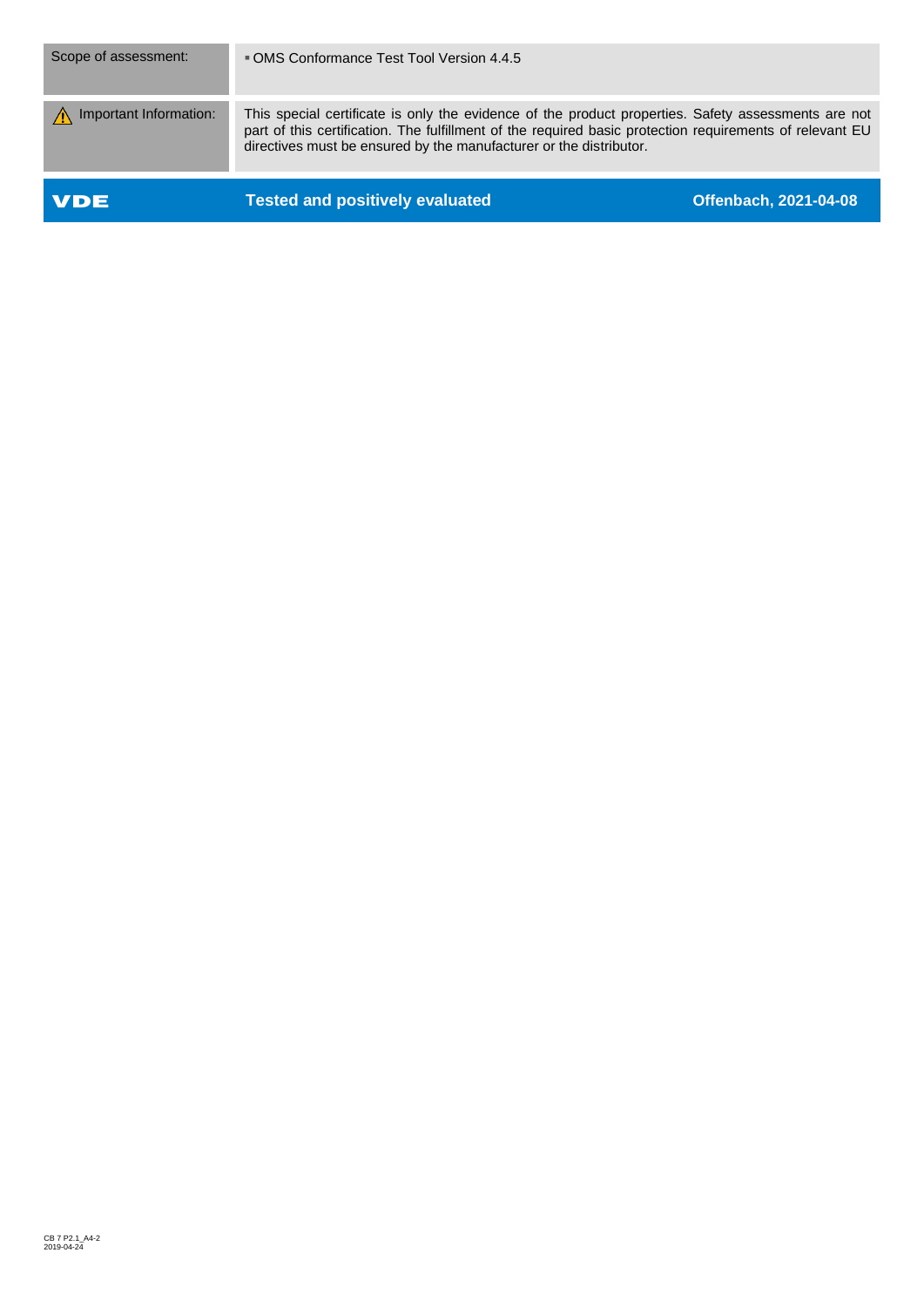| | |
|---|---|
| Scope of assessment: | ▪ OMS Conformance Test Tool Version 4.4.5 |
| ⚠ Important Information: | This special certificate is only the evidence of the product properties. Safety assessments are not part of this certification. The fulfillment of the required basic protection requirements of relevant EU directives must be ensured by the manufacturer or the distributor. |

**VDE** **Tested and positively evaluated** **Offenbach, 2021-04-08**

CB 7 P2.1_A4-2
2019-04-24